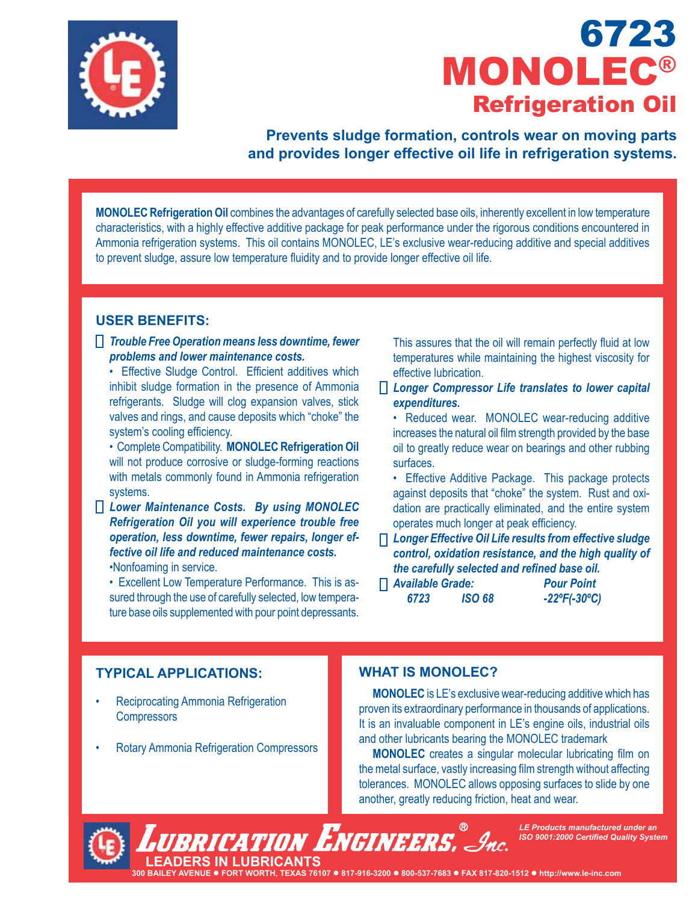# 6723 MONOLEC®

## Refrigeration Oil

**Prevents sludge formation, controls wear on moving parts and provides longer effective oil life in refrigeration systems.**

**MONOLEC Refrigeration Oil** combines the advantages of carefully selected base oils, inherently excellent in low temperature characteristics, with a highly effective additive package for peak performance under the rigorous conditions encountered in Ammonia refrigeration systems. This oil contains MONOLEC, LE's exclusive wear-reducing additive and special additives to prevent sludge, assure low temperature fluidity and to provide longer effective oil life.

### USER BENEFITS:

- ***Trouble Free Operation means less downtime, fewer problems and lower maintenance costs.***
  - Effective Sludge Control. Efficient additives which inhibit sludge formation in the presence of Ammonia refrigerants. Sludge will clog expansion valves, stick valves and rings, and cause deposits which "choke" the system's cooling efficiency.
  - Complete Compatibility. **MONOLEC Refrigeration Oil** will not produce corrosive or sludge-forming reactions with metals commonly found in Ammonia refrigeration systems.
- ***Lower Maintenance Costs. By using MONOLEC Refrigeration Oil you will experience trouble free operation, less downtime, fewer repairs, longer effective oil life and reduced maintenance costs.***
  - Nonfoaming in service.
  - Excellent Low Temperature Performance. This is assured through the use of carefully selected, low temperature base oils supplemented with pour point depressants. This assures that the oil will remain perfectly fluid at low temperatures while maintaining the highest viscosity for effective lubrication.
- ***Longer Compressor Life translates to lower capital expenditures.***
  - Reduced wear. MONOLEC wear-reducing additive increases the natural oil film strength provided by the base oil to greatly reduce wear on bearings and other rubbing surfaces.
  - Effective Additive Package. This package protects against deposits that "choke" the system. Rust and oxidation are practically eliminated, and the entire system operates much longer at peak efficiency.
- ***Longer Effective Oil Life results from effective sludge control, oxidation resistance, and the high quality of the carefully selected and refined base oil.***
- ***Available Grade:***

| Available Grade | | Pour Point |
|---|---|---|
| *6723* | *ISO 68* | *-22ºF(-30ºC)* |

### TYPICAL APPLICATIONS:

- Reciprocating Ammonia Refrigeration Compressors
- Rotary Ammonia Refrigeration Compressors

### WHAT IS MONOLEC?

**MONOLEC** is LE's exclusive wear-reducing additive which has proven its extraordinary performance in thousands of applications. It is an invaluable component in LE's engine oils, industrial oils and other lubricants bearing the MONOLEC trademark

**MONOLEC** creates a singular molecular lubricating film on the metal surface, vastly increasing film strength without affecting tolerances. MONOLEC allows opposing surfaces to slide by one another, greatly reducing friction, heat and wear.

**LUBRICATION ENGINEERS®, Inc.**
LEADERS IN LUBRICANTS
300 BAILEY AVENUE ● FORT WORTH, TEXAS 76107 ● 817-916-3200 ● 800-537-7683 ● FAX 817-820-1512 ● http://www.le-inc.com

*LE Products manufactured under an ISO 9001:2000 Certified Quality System*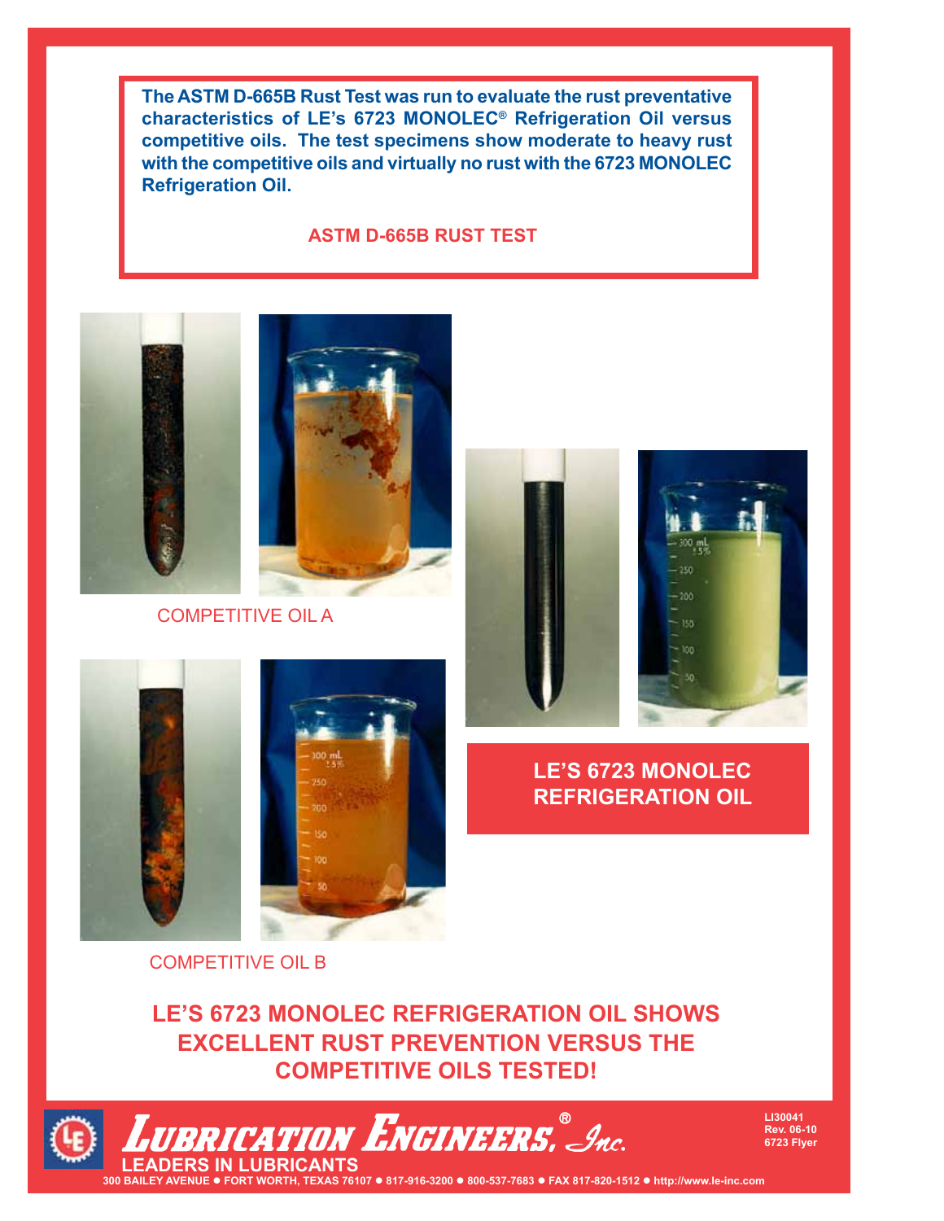**The ASTM D-665B Rust Test was run to evaluate the rust preventative characteristics of LE's 6723 MONOLEC® Refrigeration Oil versus competitive oils. The test specimens show moderate to heavy rust with the competitive oils and virtually no rust with the 6723 MONOLEC Refrigeration Oil.**

## ASTM D-665B RUST TEST

COMPETITIVE OIL A

COMPETITIVE OIL B

**LE'S 6723 MONOLEC REFRIGERATION OIL**

## LE'S 6723 MONOLEC REFRIGERATION OIL SHOWS EXCELLENT RUST PREVENTION VERSUS THE COMPETITIVE OILS TESTED!

**LUBRICATION ENGINEERS,® Inc.**
**LEADERS IN LUBRICANTS**

300 BAILEY AVENUE ● FORT WORTH, TEXAS 76107 ● 817-916-3200 ● 800-537-7683 ● FAX 817-820-1512 ● http://www.le-inc.com

LI30041
Rev. 06-10
6723 Flyer